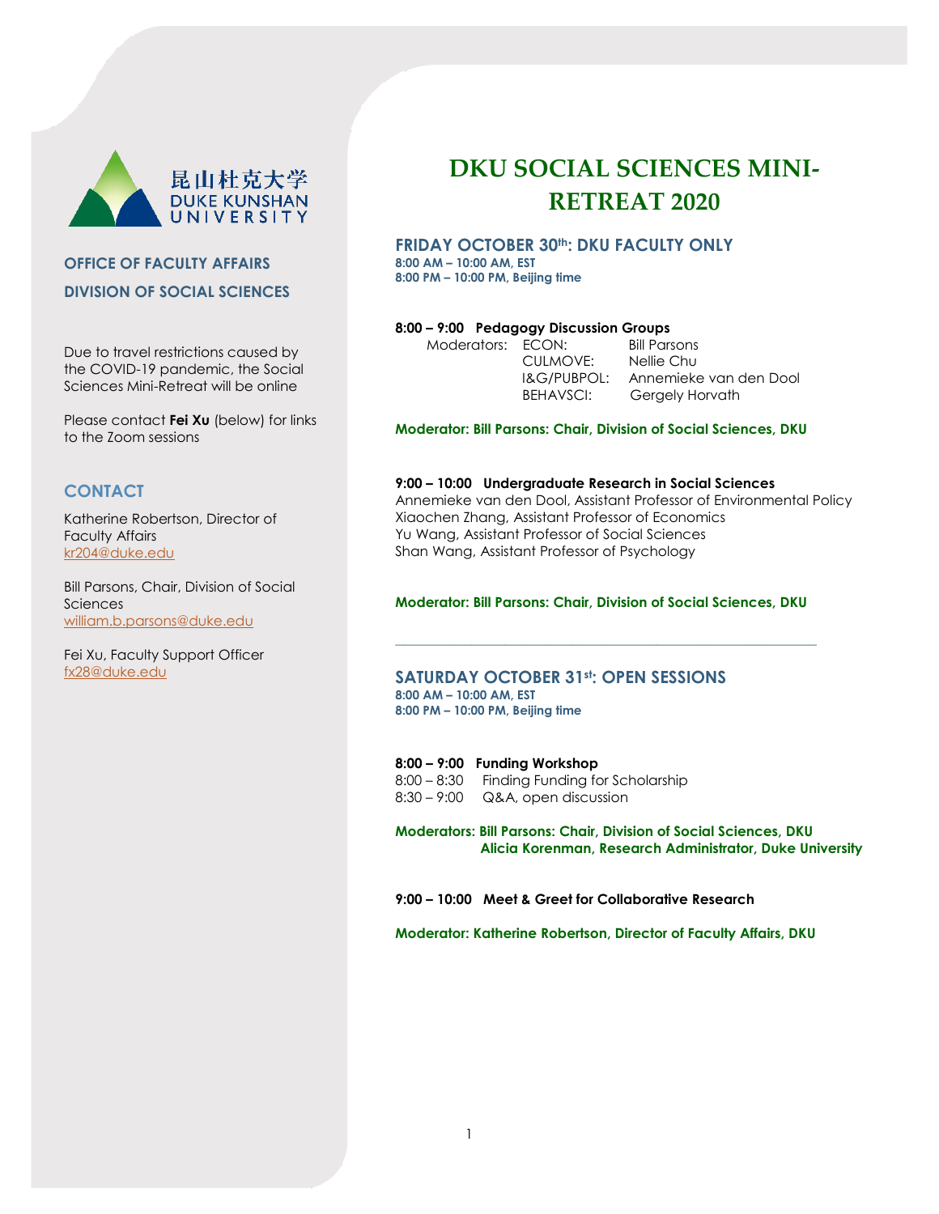# DKU SOCIAL SCIENCES MINI-RETREAT 2020

**OFFICE OF FACULTY AFFAIRS**

**DIVISION OF SOCIAL SCIENCES**

Due to travel restrictions caused by the COVID-19 pandemic, the Social Sciences Mini-Retreat will be online

Please contact **Fei Xu** (below) for links to the Zoom sessions

## CONTACT

Katherine Robertson, Director of Faculty Affairs
kr204@duke.edu

Bill Parsons, Chair, Division of Social Sciences
william.b.parsons@duke.edu

Fei Xu, Faculty Support Officer
fx28@duke.edu

## FRIDAY OCTOBER 30th: DKU FACULTY ONLY

**8:00 AM – 10:00 AM, EST**
**8:00 PM – 10:00 PM, Beijing time**

**8:00 – 9:00 Pedagogy Discussion Groups**

| Moderators: | ECON: | Bill Parsons |
|---|---|---|
| | CULMOVE: | Nellie Chu |
| | I&G/PUBPOL: | Annemieke van den Dool |
| | BEHAVSCI: | Gergely Horvath |

**Moderator: Bill Parsons: Chair, Division of Social Sciences, DKU**

**9:00 – 10:00 Undergraduate Research in Social Sciences**
Annemieke van den Dool, Assistant Professor of Environmental Policy
Xiaochen Zhang, Assistant Professor of Economics
Yu Wang, Assistant Professor of Social Sciences
Shan Wang, Assistant Professor of Psychology

**Moderator: Bill Parsons: Chair, Division of Social Sciences, DKU**

---

## SATURDAY OCTOBER 31st: OPEN SESSIONS

**8:00 AM – 10:00 AM, EST**
**8:00 PM – 10:00 PM, Beijing time**

**8:00 – 9:00 Funding Workshop**
8:00 – 8:30 Finding Funding for Scholarship
8:30 – 9:00 Q&A, open discussion

**Moderators: Bill Parsons: Chair, Division of Social Sciences, DKU**
**Alicia Korenman, Research Administrator, Duke University**

**9:00 – 10:00 Meet & Greet for Collaborative Research**

**Moderator: Katherine Robertson, Director of Faculty Affairs, DKU**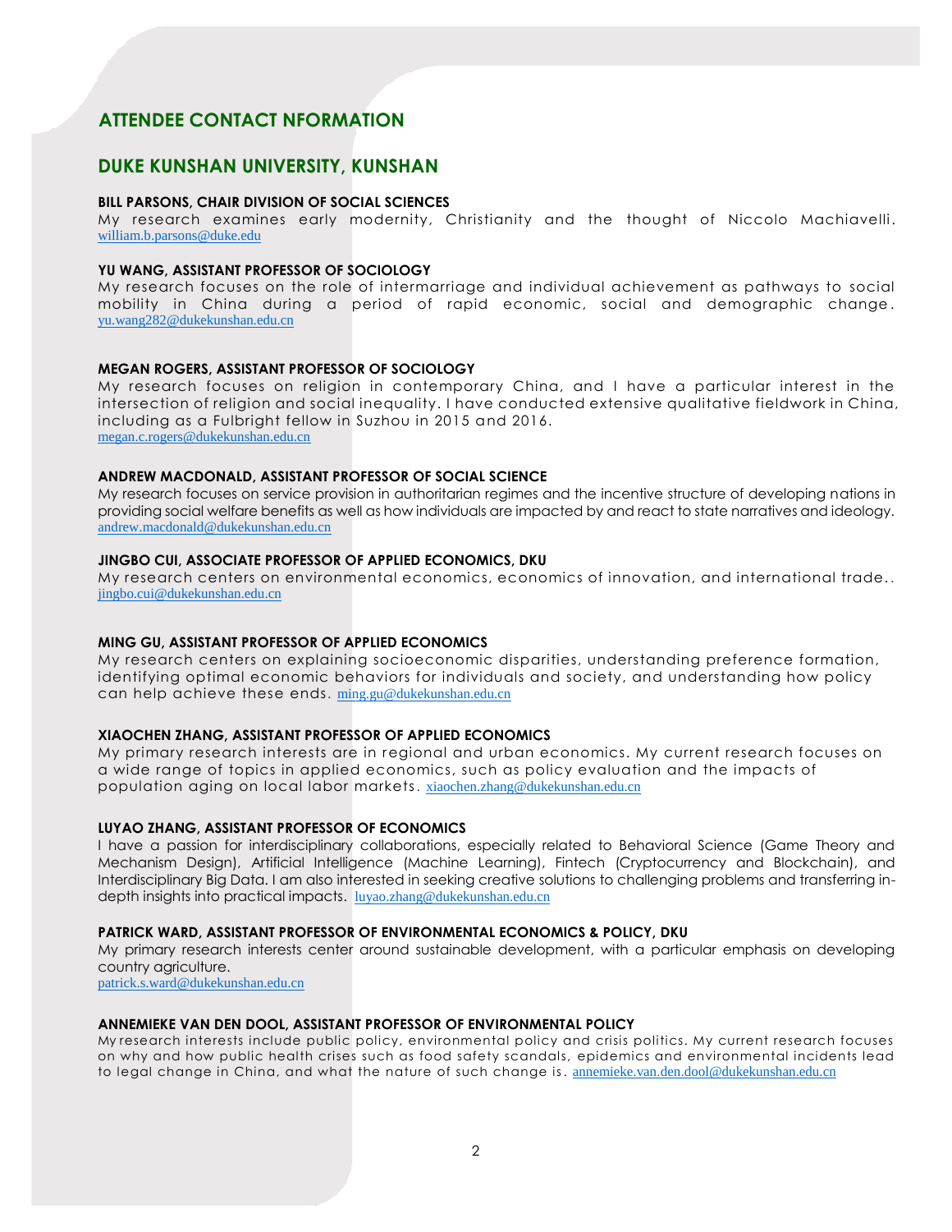## ATTENDEE CONTACT NFORMATION

## DUKE KUNSHAN UNIVERSITY, KUNSHAN

**BILL PARSONS, CHAIR DIVISION OF SOCIAL SCIENCES**
My research examines early modernity, Christianity and the thought of Niccolo Machiavelli.
william.b.parsons@duke.edu

**YU WANG, ASSISTANT PROFESSOR OF SOCIOLOGY**
My research focuses on the role of intermarriage and individual achievement as pathways to social mobility in China during a period of rapid economic, social and demographic change.
yu.wang282@dukekunshan.edu.cn

**MEGAN ROGERS, ASSISTANT PROFESSOR OF SOCIOLOGY**
My research focuses on religion in contemporary China, and I have a particular interest in the intersection of religion and social inequality. I have conducted extensive qualitative fieldwork in China, including as a Fulbright fellow in Suzhou in 2015 and 2016.
megan.c.rogers@dukekunshan.edu.cn

**ANDREW MACDONALD, ASSISTANT PROFESSOR OF SOCIAL SCIENCE**
My research focuses on service provision in authoritarian regimes and the incentive structure of developing nations in providing social welfare benefits as well as how individuals are impacted by and react to state narratives and ideology.
andrew.macdonald@dukekunshan.edu.cn

**JINGBO CUI, ASSOCIATE PROFESSOR OF APPLIED ECONOMICS, DKU**
My research centers on environmental economics, economics of innovation, and international trade..
jingbo.cui@dukekunshan.edu.cn

**MING GU, ASSISTANT PROFESSOR OF APPLIED ECONOMICS**
My research centers on explaining socioeconomic disparities, understanding preference formation, identifying optimal economic behaviors for individuals and society, and understanding how policy can help achieve these ends. ming.gu@dukekunshan.edu.cn

**XIAOCHEN ZHANG, ASSISTANT PROFESSOR OF APPLIED ECONOMICS**
My primary research interests are in regional and urban economics. My current research focuses on a wide range of topics in applied economics, such as policy evaluation and the impacts of population aging on local labor markets. xiaochen.zhang@dukekunshan.edu.cn

**LUYAO ZHANG, ASSISTANT PROFESSOR OF ECONOMICS**
I have a passion for interdisciplinary collaborations, especially related to Behavioral Science (Game Theory and Mechanism Design), Artificial Intelligence (Machine Learning), Fintech (Cryptocurrency and Blockchain), and Interdisciplinary Big Data. I am also interested in seeking creative solutions to challenging problems and transferring in-depth insights into practical impacts. luyao.zhang@dukekunshan.edu.cn

**PATRICK WARD, ASSISTANT PROFESSOR OF ENVIRONMENTAL ECONOMICS & POLICY, DKU**
My primary research interests center around sustainable development, with a particular emphasis on developing country agriculture.
patrick.s.ward@dukekunshan.edu.cn

**ANNEMIEKE VAN DEN DOOL, ASSISTANT PROFESSOR OF ENVIRONMENTAL POLICY**
My research interests include public policy, environmental policy and crisis politics. My current research focuses on why and how public health crises such as food safety scandals, epidemics and environmental incidents lead to legal change in China, and what the nature of such change is. annemieke.van.den.dool@dukekunshan.edu.cn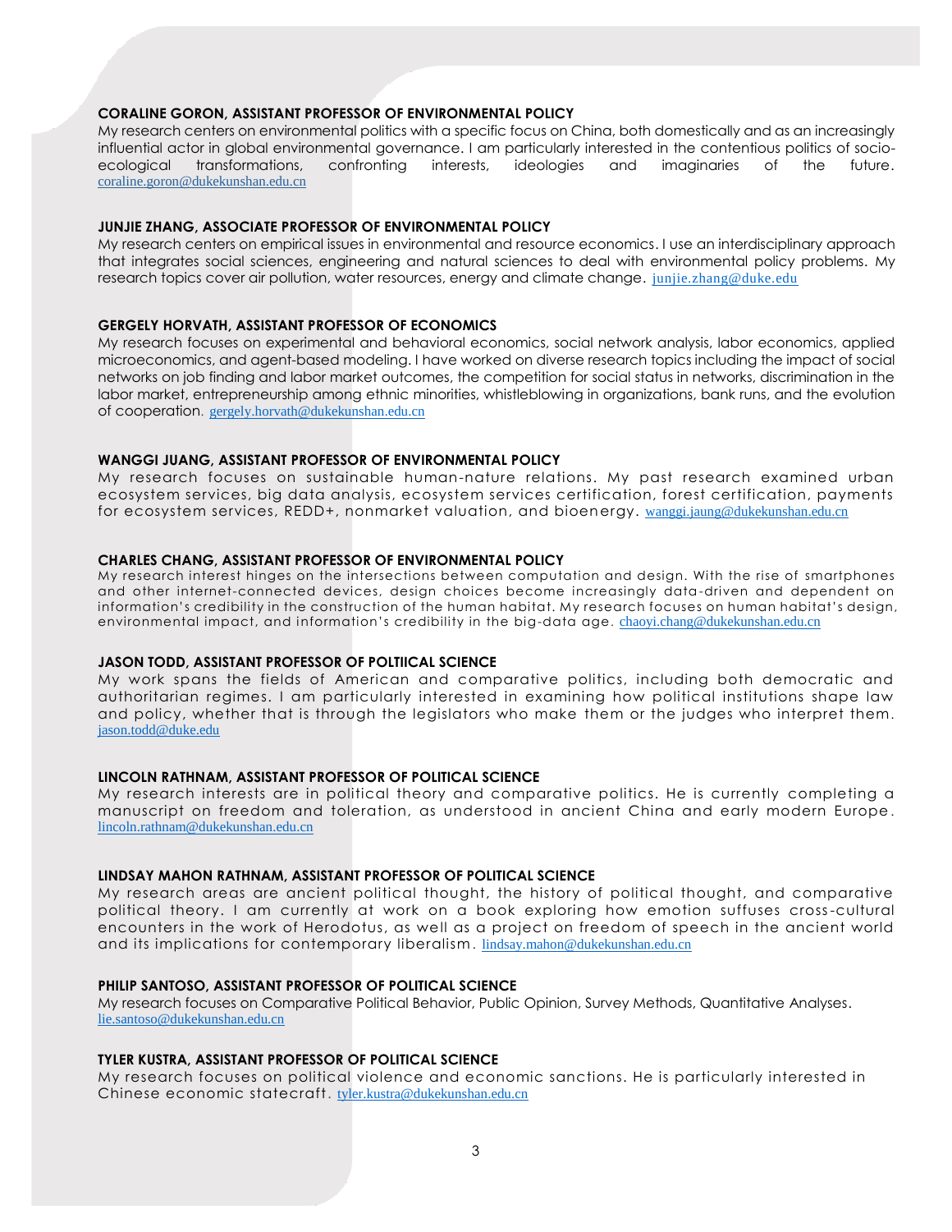**CORALINE GORON, ASSISTANT PROFESSOR OF ENVIRONMENTAL POLICY**

My research centers on environmental politics with a specific focus on China, both domestically and as an increasingly influential actor in global environmental governance. I am particularly interested in the contentious politics of socio-ecological transformations, confronting interests, ideologies and imaginaries of the future. coraline.goron@dukekunshan.edu.cn

**JUNJIE ZHANG, ASSOCIATE PROFESSOR OF ENVIRONMENTAL POLICY**

My research centers on empirical issues in environmental and resource economics. I use an interdisciplinary approach that integrates social sciences, engineering and natural sciences to deal with environmental policy problems. My research topics cover air pollution, water resources, energy and climate change. junjie.zhang@duke.edu

**GERGELY HORVATH, ASSISTANT PROFESSOR OF ECONOMICS**

My research focuses on experimental and behavioral economics, social network analysis, labor economics, applied microeconomics, and agent-based modeling. I have worked on diverse research topics including the impact of social networks on job finding and labor market outcomes, the competition for social status in networks, discrimination in the labor market, entrepreneurship among ethnic minorities, whistleblowing in organizations, bank runs, and the evolution of cooperation. gergely.horvath@dukekunshan.edu.cn

**WANGGI JUANG, ASSISTANT PROFESSOR OF ENVIRONMENTAL POLICY**

My research focuses on sustainable human-nature relations. My past research examined urban ecosystem services, big data analysis, ecosystem services certification, forest certification, payments for ecosystem services, REDD+, nonmarket valuation, and bioenergy. wanggi.jaung@dukekunshan.edu.cn

**CHARLES CHANG, ASSISTANT PROFESSOR OF ENVIRONMENTAL POLICY**

My research interest hinges on the intersections between computation and design. With the rise of smartphones and other internet-connected devices, design choices become increasingly data-driven and dependent on information's credibility in the construction of the human habitat. My research focuses on human habitat's design, environmental impact, and information's credibility in the big-data age. chaoyi.chang@dukekunshan.edu.cn

**JASON TODD, ASSISTANT PROFESSOR OF POLTIICAL SCIENCE**

My work spans the fields of American and comparative politics, including both democratic and authoritarian regimes. I am particularly interested in examining how political institutions shape law and policy, whether that is through the legislators who make them or the judges who interpret them. jason.todd@duke.edu

**LINCOLN RATHNAM, ASSISTANT PROFESSOR OF POLITICAL SCIENCE**

My research interests are in political theory and comparative politics. He is currently completing a manuscript on freedom and toleration, as understood in ancient China and early modern Europe. lincoln.rathnam@dukekunshan.edu.cn

**LINDSAY MAHON RATHNAM, ASSISTANT PROFESSOR OF POLITICAL SCIENCE**

My research areas are ancient political thought, the history of political thought, and comparative political theory. I am currently at work on a book exploring how emotion suffuses cross-cultural encounters in the work of Herodotus, as well as a project on freedom of speech in the ancient world and its implications for contemporary liberalism. lindsay.mahon@dukekunshan.edu.cn

**PHILIP SANTOSO, ASSISTANT PROFESSOR OF POLITICAL SCIENCE**

My research focuses on Comparative Political Behavior, Public Opinion, Survey Methods, Quantitative Analyses. lie.santoso@dukekunshan.edu.cn

**TYLER KUSTRA, ASSISTANT PROFESSOR OF POLITICAL SCIENCE**

My research focuses on political violence and economic sanctions. He is particularly interested in Chinese economic statecraft. tyler.kustra@dukekunshan.edu.cn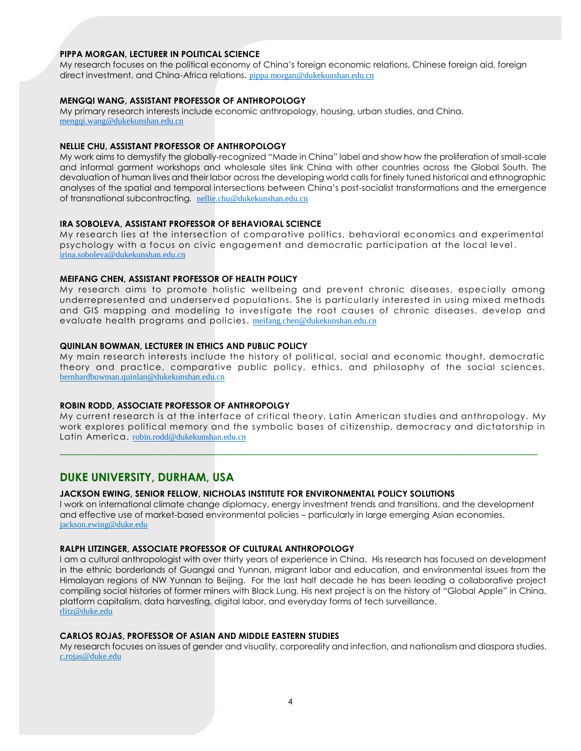**PIPPA MORGAN, LECTURER IN POLITICAL SCIENCE**
My research focuses on the political economy of China's foreign economic relations, Chinese foreign aid, foreign direct investment, and China-Africa relations. pippa.morgan@dukekunshan.edu.cn

**MENGQI WANG, ASSISTANT PROFESSOR OF ANTHROPOLOGY**
My primary research interests include economic anthropology, housing, urban studies, and China.
mengqi.wang@dukekunshan.edu.cn

**NELLIE CHU, ASSISTANT PROFESSOR OF ANTHROPOLOGY**
My work aims to demystify the globally-recognized "Made in China" label and show how the proliferation of small-scale and informal garment workshops and wholesale sites link China with other countries across the Global South. The devaluation of human lives and their labor across the developing world calls for finely tuned historical and ethnographic analyses of the spatial and temporal intersections between China's post-socialist transformations and the emergence of transnational subcontracting. nellie.chu@dukekunshan.edu.cn

**IRA SOBOLEVA, ASSISTANT PROFESSOR OF BEHAVIORAL SCIENCE**
My research lies at the intersection of comparative politics, behavioral economics and experimental psychology with a focus on civic engagement and democratic participation at the local level.
irina.soboleva@dukekunshan.edu.cn

**MEIFANG CHEN, ASSISTANT PROFESSOR OF HEALTH POLICY**
My research aims to promote holistic wellbeing and prevent chronic diseases, especially among underrepresented and underserved populations. She is particularly interested in using mixed methods and GIS mapping and modeling to investigate the root causes of chronic diseases, develop and evaluate health programs and policies. meifang.chen@dukekunshan.edu.cn

**QUINLAN BOWMAN, LECTURER IN ETHICS AND PUBLIC POLICY**
My main research interests include the history of political, social and economic thought, democratic theory and practice, comparative public policy, ethics, and philosophy of the social sciences.
bernhardbowman.quinlan@dukekunshan.edu.cn

**ROBIN RODD, ASSOCIATE PROFESSOR OF ANTHROPOLGY**
My current research is at the interface of critical theory, Latin American studies and anthropology. My work explores political memory and the symbolic bases of citizenship, democracy and dictatorship in Latin America. robin.rodd@dukekunshan.edu.cn

---

## DUKE UNIVERSITY, DURHAM, USA

**JACKSON EWING, SENIOR FELLOW, NICHOLAS INSTITUTE FOR ENVIRONMENTAL POLICY SOLUTIONS**
I work on international climate change diplomacy, energy investment trends and transitions, and the development and effective use of market-based environmental policies – particularly in large emerging Asian economies.
jackson.ewing@duke.edu

**RALPH LITZINGER, ASSOCIATE PROFESSOR OF CULTURAL ANTHROPOLOGY**
I am a cultural anthropologist with over thirty years of experience in China. His research has focused on development in the ethnic borderlands of Guangxi and Yunnan, migrant labor and education, and environmental issues from the Himalayan regions of NW Yunnan to Beijing. For the last half decade he has been leading a collaborative project compiling social histories of former miners with Black Lung. His next project is on the history of "Global Apple" in China, platform capitalism, data harvesting, digital labor, and everyday forms of tech surveillance.
rlitz@duke.edu

**CARLOS ROJAS, PROFESSOR OF ASIAN AND MIDDLE EASTERN STUDIES**
My research focuses on issues of gender and visuality, corporeality and infection, and nationalism and diaspora studies.
c.rojas@duke.edu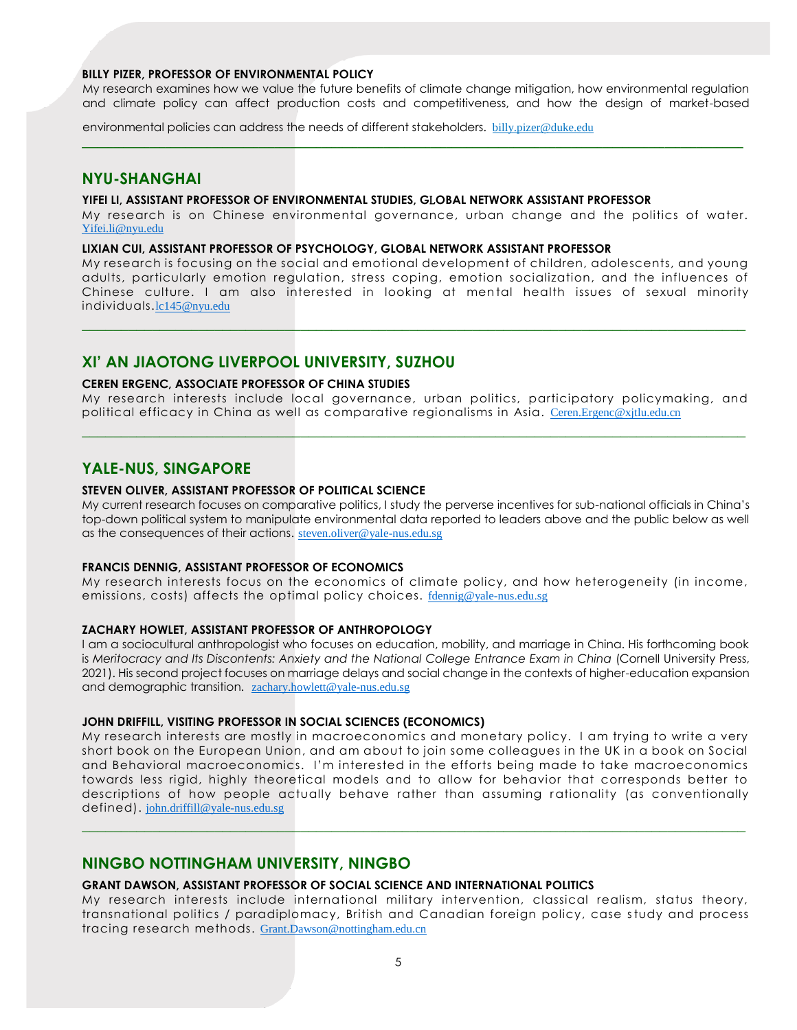**BILLY PIZER, PROFESSOR OF ENVIRONMENTAL POLICY**

My research examines how we value the future benefits of climate change mitigation, how environmental regulation and climate policy can affect production costs and competitiveness, and how the design of market-based environmental policies can address the needs of different stakeholders. billy.pizer@duke.edu

---

## NYU-SHANGHAI

**YIFEI LI, ASSISTANT PROFESSOR OF ENVIRONMENTAL STUDIES, GLOBAL NETWORK ASSISTANT PROFESSOR**

My research is on Chinese environmental governance, urban change and the politics of water. Yifei.li@nyu.edu

**LIXIAN CUI, ASSISTANT PROFESSOR OF PSYCHOLOGY, GLOBAL NETWORK ASSISTANT PROFESSOR**

My research is focusing on the social and emotional development of children, adolescents, and young adults, particularly emotion regulation, stress coping, emotion socialization, and the influences of Chinese culture. I am also interested in looking at mental health issues of sexual minority individuals. lc145@nyu.edu

---

## XI' AN JIAOTONG LIVERPOOL UNIVERSITY, SUZHOU

**CEREN ERGENC, ASSOCIATE PROFESSOR OF CHINA STUDIES**

My research interests include local governance, urban politics, participatory policymaking, and political efficacy in China as well as comparative regionalisms in Asia. Ceren.Ergenc@xjtlu.edu.cn

---

## YALE-NUS, SINGAPORE

**STEVEN OLIVER, ASSISTANT PROFESSOR OF POLITICAL SCIENCE**

My current research focuses on comparative politics, I study the perverse incentives for sub-national officials in China's top-down political system to manipulate environmental data reported to leaders above and the public below as well as the consequences of their actions. steven.oliver@yale-nus.edu.sg

**FRANCIS DENNIG, ASSISTANT PROFESSOR OF ECONOMICS**

My research interests focus on the economics of climate policy, and how heterogeneity (in income, emissions, costs) affects the optimal policy choices. fdennig@yale-nus.edu.sg

**ZACHARY HOWLET, ASSISTANT PROFESSOR OF ANTHROPOLOGY**

I am a sociocultural anthropologist who focuses on education, mobility, and marriage in China. His forthcoming book is *Meritocracy and Its Discontents: Anxiety and the National College Entrance Exam in China* (Cornell University Press, 2021). His second project focuses on marriage delays and social change in the contexts of higher-education expansion and demographic transition. zachary.howlett@yale-nus.edu.sg

**JOHN DRIFFILL, VISITING PROFESSOR IN SOCIAL SCIENCES (ECONOMICS)**

My research interests are mostly in macroeconomics and monetary policy. I am trying to write a very short book on the European Union, and am about to join some colleagues in the UK in a book on Social and Behavioral macroeconomics. I'm interested in the efforts being made to take macroeconomics towards less rigid, highly theoretical models and to allow for behavior that corresponds better to descriptions of how people actually behave rather than assuming rationality (as conventionally defined). john.driffill@yale-nus.edu.sg

---

## NINGBO NOTTINGHAM UNIVERSITY, NINGBO

**GRANT DAWSON, ASSISTANT PROFESSOR OF SOCIAL SCIENCE AND INTERNATIONAL POLITICS**

My research interests include international military intervention, classical realism, status theory, transnational politics / paradiplomacy, British and Canadian foreign policy, case study and process tracing research methods. Grant.Dawson@nottingham.edu.cn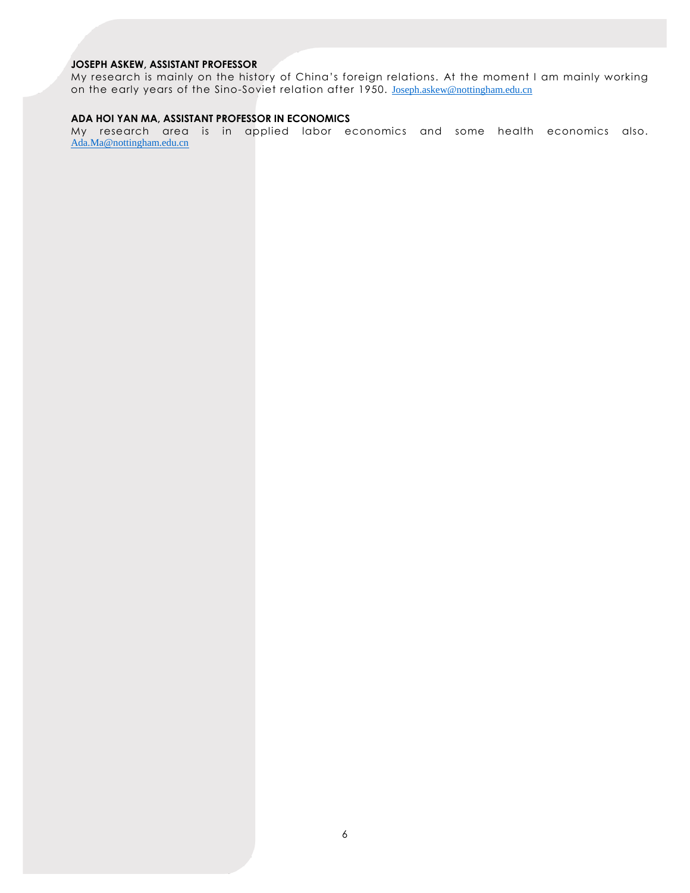**JOSEPH ASKEW, ASSISTANT PROFESSOR**

My research is mainly on the history of China's foreign relations. At the moment I am mainly working on the early years of the Sino-Soviet relation after 1950. Joseph.askew@nottingham.edu.cn

**ADA HOI YAN MA, ASSISTANT PROFESSOR IN ECONOMICS**

My research area is in applied labor economics and some health economics also. Ada.Ma@nottingham.edu.cn